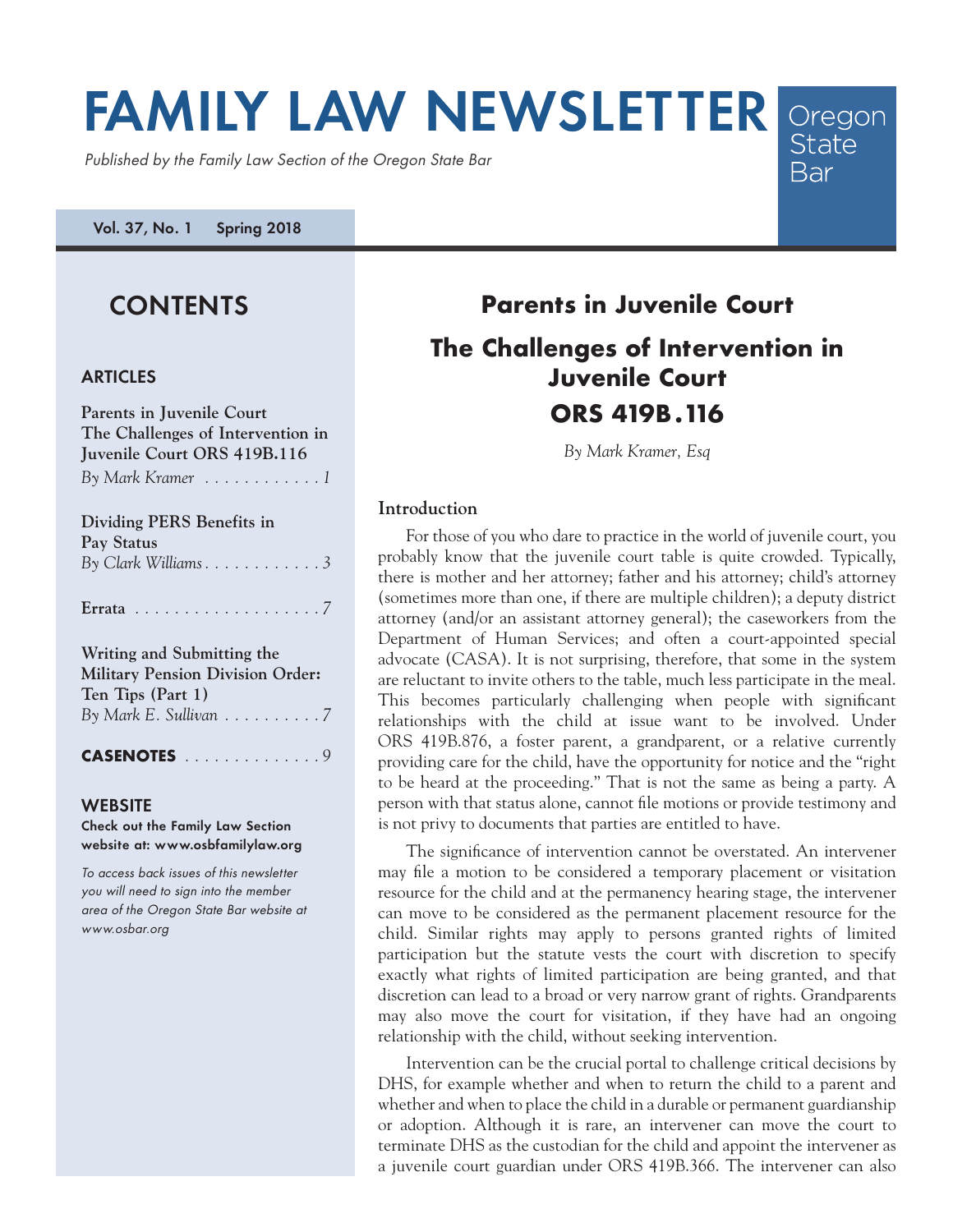# FAMILY LAW NEWSLETTER

*Published by the Family Law Section of the Oregon State Bar*

Oregon State Bar

**Vol. 37, No. 1 Spring 2018**

## CONTENTS

### ARTICLES

**Parents in Juvenile Court The Challenges of Intervention in Juvenile Court ORS 419B.116**
*By Mark Kramer* . . . . . . . . . . . . . 1

**Dividing PERS Benefits in Pay Status**
*By Clark Williams* . . . . . . . . . . . . 3

**Errata** . . . . . . . . . . . . . . . . . . . . 7

**Writing and Submitting the Military Pension Division Order: Ten Tips (Part 1)**
*By Mark E. Sullivan* . . . . . . . . . . 7

**CASENOTES** . . . . . . . . . . . . . . . 9

### WEBSITE

**Check out the Family Law Section website at: www.osbfamilylaw.org**

*To access back issues of this newsletter you will need to sign into the member area of the Oregon State Bar website at www.osbar.org*

## Parents in Juvenile Court

## The Challenges of Intervention in Juvenile Court ORS 419B.116

*By Mark Kramer, Esq*

### Introduction

For those of you who dare to practice in the world of juvenile court, you probably know that the juvenile court table is quite crowded. Typically, there is mother and her attorney; father and his attorney; child's attorney (sometimes more than one, if there are multiple children); a deputy district attorney (and/or an assistant attorney general); the caseworkers from the Department of Human Services; and often a court-appointed special advocate (CASA). It is not surprising, therefore, that some in the system are reluctant to invite others to the table, much less participate in the meal. This becomes particularly challenging when people with significant relationships with the child at issue want to be involved. Under ORS 419B.876, a foster parent, a grandparent, or a relative currently providing care for the child, have the opportunity for notice and the "right to be heard at the proceeding." That is not the same as being a party. A person with that status alone, cannot file motions or provide testimony and is not privy to documents that parties are entitled to have.

The significance of intervention cannot be overstated. An intervener may file a motion to be considered a temporary placement or visitation resource for the child and at the permanency hearing stage, the intervener can move to be considered as the permanent placement resource for the child. Similar rights may apply to persons granted rights of limited participation but the statute vests the court with discretion to specify exactly what rights of limited participation are being granted, and that discretion can lead to a broad or very narrow grant of rights. Grandparents may also move the court for visitation, if they have had an ongoing relationship with the child, without seeking intervention.

Intervention can be the crucial portal to challenge critical decisions by DHS, for example whether and when to return the child to a parent and whether and when to place the child in a durable or permanent guardianship or adoption. Although it is rare, an intervener can move the court to terminate DHS as the custodian for the child and appoint the intervener as a juvenile court guardian under ORS 419B.366. The intervener can also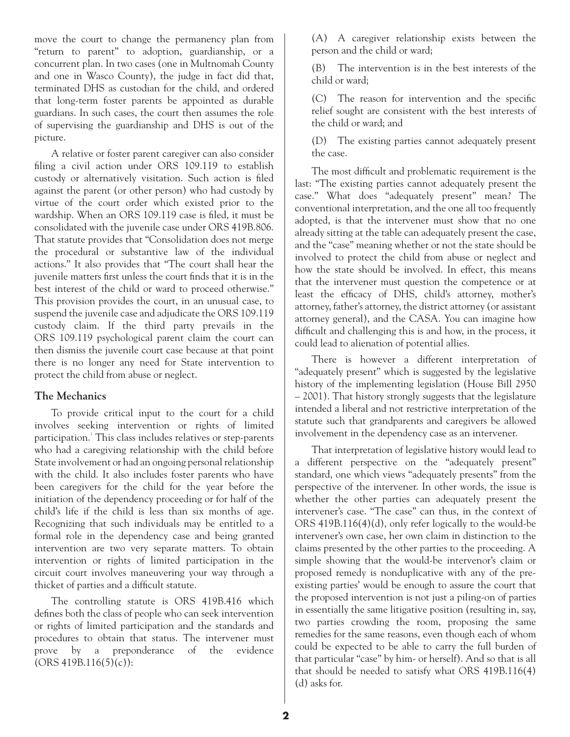move the court to change the permanency plan from "return to parent" to adoption, guardianship, or a concurrent plan. In two cases (one in Multnomah County and one in Wasco County), the judge in fact did that, terminated DHS as custodian for the child, and ordered that long-term foster parents be appointed as durable guardians. In such cases, the court then assumes the role of supervising the guardianship and DHS is out of the picture.

A relative or foster parent caregiver can also consider filing a civil action under ORS 109.119 to establish custody or alternatively visitation. Such action is filed against the parent (or other person) who had custody by virtue of the court order which existed prior to the wardship. When an ORS 109.119 case is filed, it must be consolidated with the juvenile case under ORS 419B.806. That statute provides that "Consolidation does not merge the procedural or substantive law of the individual actions." It also provides that "The court shall hear the juvenile matters first unless the court finds that it is in the best interest of the child or ward to proceed otherwise." This provision provides the court, in an unusual case, to suspend the juvenile case and adjudicate the ORS 109.119 custody claim. If the third party prevails in the ORS 109.119 psychological parent claim the court can then dismiss the juvenile court case because at that point there is no longer any need for State intervention to protect the child from abuse or neglect.

## The Mechanics

To provide critical input to the court for a child involves seeking intervention or rights of limited participation.[1] This class includes relatives or step-parents who had a caregiving relationship with the child before State involvement or had an ongoing personal relationship with the child. It also includes foster parents who have been caregivers for the child for the year before the initiation of the dependency proceeding or for half of the child's life if the child is less than six months of age. Recognizing that such individuals may be entitled to a formal role in the dependency case and being granted intervention are two very separate matters. To obtain intervention or rights of limited participation in the circuit court involves maneuvering your way through a thicket of parties and a difficult statute.

The controlling statute is ORS 419B.416 which defines both the class of people who can seek intervention or rights of limited participation and the standards and procedures to obtain that status. The intervener must prove by a preponderance of the evidence (ORS 419B.116(5)(c)):

(A) A caregiver relationship exists between the person and the child or ward;

(B) The intervention is in the best interests of the child or ward;

(C) The reason for intervention and the specific relief sought are consistent with the best interests of the child or ward; and

(D) The existing parties cannot adequately present the case.

The most difficult and problematic requirement is the last: "The existing parties cannot adequately present the case." What does "adequately present" mean? The conventional interpretation, and the one all too frequently adopted, is that the intervener must show that no one already sitting at the table can adequately present the case, and the "case" meaning whether or not the state should be involved to protect the child from abuse or neglect and how the state should be involved. In effect, this means that the intervener must question the competence or at least the efficacy of DHS, child's attorney, mother's attorney, father's attorney, the district attorney (or assistant attorney general), and the CASA. You can imagine how difficult and challenging this is and how, in the process, it could lead to alienation of potential allies.

There is however a different interpretation of "adequately present" which is suggested by the legislative history of the implementing legislation (House Bill 2950 – 2001). That history strongly suggests that the legislature intended a liberal and not restrictive interpretation of the statute such that grandparents and caregivers be allowed involvement in the dependency case as an intervener.

That interpretation of legislative history would lead to a different perspective on the "adequately present" standard, one which views "adequately presents" from the perspective of the intervener. In other words, the issue is whether the other parties can adequately present the intervener's case. "The case" can thus, in the context of ORS 419B.116(4)(d), only refer logically to the would-be intervener's own case, her own claim in distinction to the claims presented by the other parties to the proceeding. A simple showing that the would-be intervenor's claim or proposed remedy is nonduplicative with any of the pre-existing parties' would be enough to assure the court that the proposed intervention is not just a piling-on of parties in essentially the same litigative position (resulting in, say, two parties crowding the room, proposing the same remedies for the same reasons, even though each of whom could be expected to be able to carry the full burden of that particular "case" by him- or herself). And so that is all that should be needed to satisfy what ORS 419B.116(4)(d) asks for.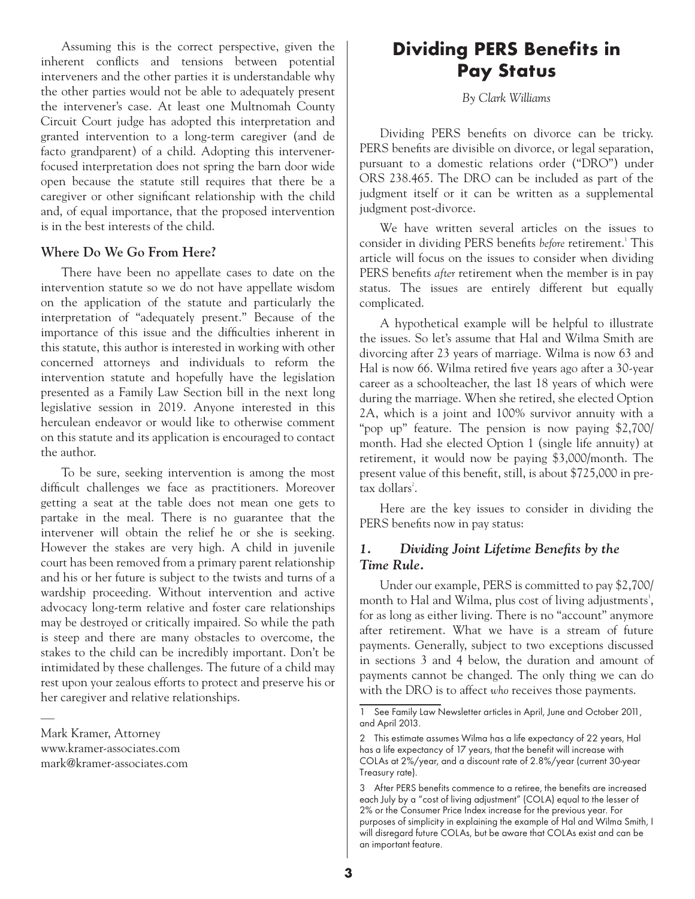Assuming this is the correct perspective, given the inherent conflicts and tensions between potential interveners and the other parties it is understandable why the other parties would not be able to adequately present the intervener's case. At least one Multnomah County Circuit Court judge has adopted this interpretation and granted intervention to a long-term caregiver (and de facto grandparent) of a child. Adopting this intervener-focused interpretation does not spring the barn door wide open because the statute still requires that there be a caregiver or other significant relationship with the child and, of equal importance, that the proposed intervention is in the best interests of the child.

### Where Do We Go From Here?

There have been no appellate cases to date on the intervention statute so we do not have appellate wisdom on the application of the statute and particularly the interpretation of "adequately present." Because of the importance of this issue and the difficulties inherent in this statute, this author is interested in working with other concerned attorneys and individuals to reform the intervention statute and hopefully have the legislation presented as a Family Law Section bill in the next long legislative session in 2019. Anyone interested in this herculean endeavor or would like to otherwise comment on this statute and its application is encouraged to contact the author.

To be sure, seeking intervention is among the most difficult challenges we face as practitioners. Moreover getting a seat at the table does not mean one gets to partake in the meal. There is no guarantee that the intervener will obtain the relief he or she is seeking. However the stakes are very high. A child in juvenile court has been removed from a primary parent relationship and his or her future is subject to the twists and turns of a wardship proceeding. Without intervention and active advocacy long-term relative and foster care relationships may be destroyed or critically impaired. So while the path is steep and there are many obstacles to overcome, the stakes to the child can be incredibly important. Don't be intimidated by these challenges. The future of a child may rest upon your zealous efforts to protect and preserve his or her caregiver and relative relationships.

—

Mark Kramer, Attorney
www.kramer-associates.com
mark@kramer-associates.com

## Dividing PERS Benefits in Pay Status

*By Clark Williams*

Dividing PERS benefits on divorce can be tricky. PERS benefits are divisible on divorce, or legal separation, pursuant to a domestic relations order ("DRO") under ORS 238.465. The DRO can be included as part of the judgment itself or it can be written as a supplemental judgment post-divorce.

We have written several articles on the issues to consider in dividing PERS benefits *before* retirement.[1] This article will focus on the issues to consider when dividing PERS benefits *after* retirement when the member is in pay status. The issues are entirely different but equally complicated.

A hypothetical example will be helpful to illustrate the issues. So let's assume that Hal and Wilma Smith are divorcing after 23 years of marriage. Wilma is now 63 and Hal is now 66. Wilma retired five years ago after a 30-year career as a schoolteacher, the last 18 years of which were during the marriage. When she retired, she elected Option 2A, which is a joint and 100% survivor annuity with a "pop up" feature. The pension is now paying $2,700/month. Had she elected Option 1 (single life annuity) at retirement, it would now be paying $3,000/month. The present value of this benefit, still, is about $725,000 in pre-tax dollars[2].

Here are the key issues to consider in dividing the PERS benefits now in pay status:

### *1. Dividing Joint Lifetime Benefits by the Time Rule.*

Under our example, PERS is committed to pay $2,700/month to Hal and Wilma, plus cost of living adjustments[3], for as long as either living. There is no "account" anymore after retirement. What we have is a stream of future payments. Generally, subject to two exceptions discussed in sections 3 and 4 below, the duration and amount of payments cannot be changed. The only thing we can do with the DRO is to affect *who* receives those payments.

---

1 See Family Law Newsletter articles in April, June and October 2011, and April 2013.

2 This estimate assumes Wilma has a life expectancy of 22 years, Hal has a life expectancy of 17 years, that the benefit will increase with COLAs at 2%/year, and a discount rate of 2.8%/year (current 30-year Treasury rate).

3 After PERS benefits commence to a retiree, the benefits are increased each July by a "cost of living adjustment" (COLA) equal to the lesser of 2% or the Consumer Price Index increase for the previous year. For purposes of simplicity in explaining the example of Hal and Wilma Smith, I will disregard future COLAs, but be aware that COLAs exist and can be an important feature.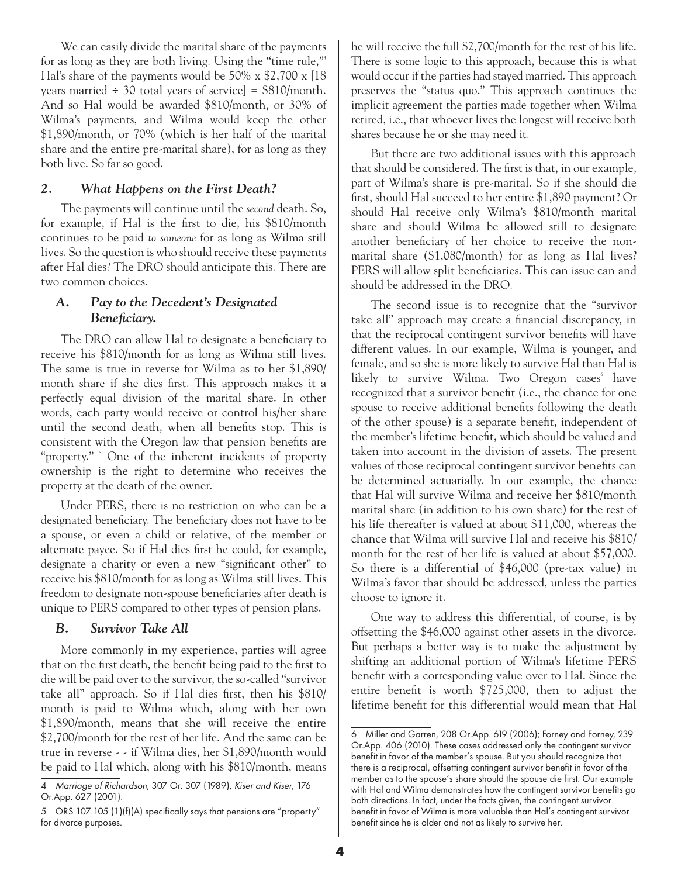We can easily divide the marital share of the payments for as long as they are both living. Using the "time rule,"[4] Hal's share of the payments would be 50% x $2,700 x [18 years married ÷ 30 total years of service] = $810/month. And so Hal would be awarded $810/month, or 30% of Wilma's payments, and Wilma would keep the other $1,890/month, or 70% (which is her half of the marital share and the entire pre-marital share), for as long as they both live. So far so good.

## *2. What Happens on the First Death?*

The payments will continue until the *second* death. So, for example, if Hal is the first to die, his $810/month continues to be paid *to someone* for as long as Wilma still lives. So the question is who should receive these payments after Hal dies? The DRO should anticipate this. There are two common choices.

### *A. Pay to the Decedent's Designated Beneficiary.*

The DRO can allow Hal to designate a beneficiary to receive his $810/month for as long as Wilma still lives. The same is true in reverse for Wilma as to her $1,890/month share if she dies first. This approach makes it a perfectly equal division of the marital share. In other words, each party would receive or control his/her share until the second death, when all benefits stop. This is consistent with the Oregon law that pension benefits are "property." [5] One of the inherent incidents of property ownership is the right to determine who receives the property at the death of the owner.

Under PERS, there is no restriction on who can be a designated beneficiary. The beneficiary does not have to be a spouse, or even a child or relative, of the member or alternate payee. So if Hal dies first he could, for example, designate a charity or even a new "significant other" to receive his $810/month for as long as Wilma still lives. This freedom to designate non-spouse beneficiaries after death is unique to PERS compared to other types of pension plans.

### *B. Survivor Take All*

More commonly in my experience, parties will agree that on the first death, the benefit being paid to the first to die will be paid over to the survivor, the so-called "survivor take all" approach. So if Hal dies first, then his $810/month is paid to Wilma which, along with her own $1,890/month, means that she will receive the entire $2,700/month for the rest of her life. And the same can be true in reverse - - if Wilma dies, her $1,890/month would be paid to Hal which, along with his $810/month, means he will receive the full $2,700/month for the rest of his life. There is some logic to this approach, because this is what would occur if the parties had stayed married. This approach preserves the "status quo." This approach continues the implicit agreement the parties made together when Wilma retired, i.e., that whoever lives the longest will receive both shares because he or she may need it.

But there are two additional issues with this approach that should be considered. The first is that, in our example, part of Wilma's share is pre-marital. So if she should die first, should Hal succeed to her entire $1,890 payment? Or should Hal receive only Wilma's $810/month marital share and should Wilma be allowed still to designate another beneficiary of her choice to receive the non-marital share ($1,080/month) for as long as Hal lives? PERS will allow split beneficiaries. This can issue can and should be addressed in the DRO.

The second issue is to recognize that the "survivor take all" approach may create a financial discrepancy, in that the reciprocal contingent survivor benefits will have different values. In our example, Wilma is younger, and female, and so she is more likely to survive Hal than Hal is likely to survive Wilma. Two Oregon cases[6] have recognized that a survivor benefit (i.e., the chance for one spouse to receive additional benefits following the death of the other spouse) is a separate benefit, independent of the member's lifetime benefit, which should be valued and taken into account in the division of assets. The present values of those reciprocal contingent survivor benefits can be determined actuarially. In our example, the chance that Hal will survive Wilma and receive her $810/month marital share (in addition to his own share) for the rest of his life thereafter is valued at about $11,000, whereas the chance that Wilma will survive Hal and receive his $810/month for the rest of her life is valued at about $57,000. So there is a differential of $46,000 (pre-tax value) in Wilma's favor that should be addressed, unless the parties choose to ignore it.

One way to address this differential, of course, is by offsetting the $46,000 against other assets in the divorce. But perhaps a better way is to make the adjustment by shifting an additional portion of Wilma's lifetime PERS benefit with a corresponding value over to Hal. Since the entire benefit is worth $725,000, then to adjust the lifetime benefit for this differential would mean that Hal

---

4 *Marriage of Richardson*, 307 Or. 307 (1989), *Kiser and Kiser*, 176 Or.App. 627 (2001).

5 ORS 107.105 (1)(f)(A) specifically says that pensions are "property" for divorce purposes.

6 Miller and Garren, 208 Or.App. 619 (2006); Forney and Forney, 239 Or.App. 406 (2010). These cases addressed only the contingent survivor benefit in favor of the member's spouse. But you should recognize that there is a reciprocal, offsetting contingent survivor benefit in favor of the member as to the spouse's share should the spouse die first. Our example with Hal and Wilma demonstrates how the contingent survivor benefits go both directions. In fact, under the facts given, the contingent survivor benefit in favor of Wilma is more valuable than Hal's contingent survivor benefit since he is older and not as likely to survive her.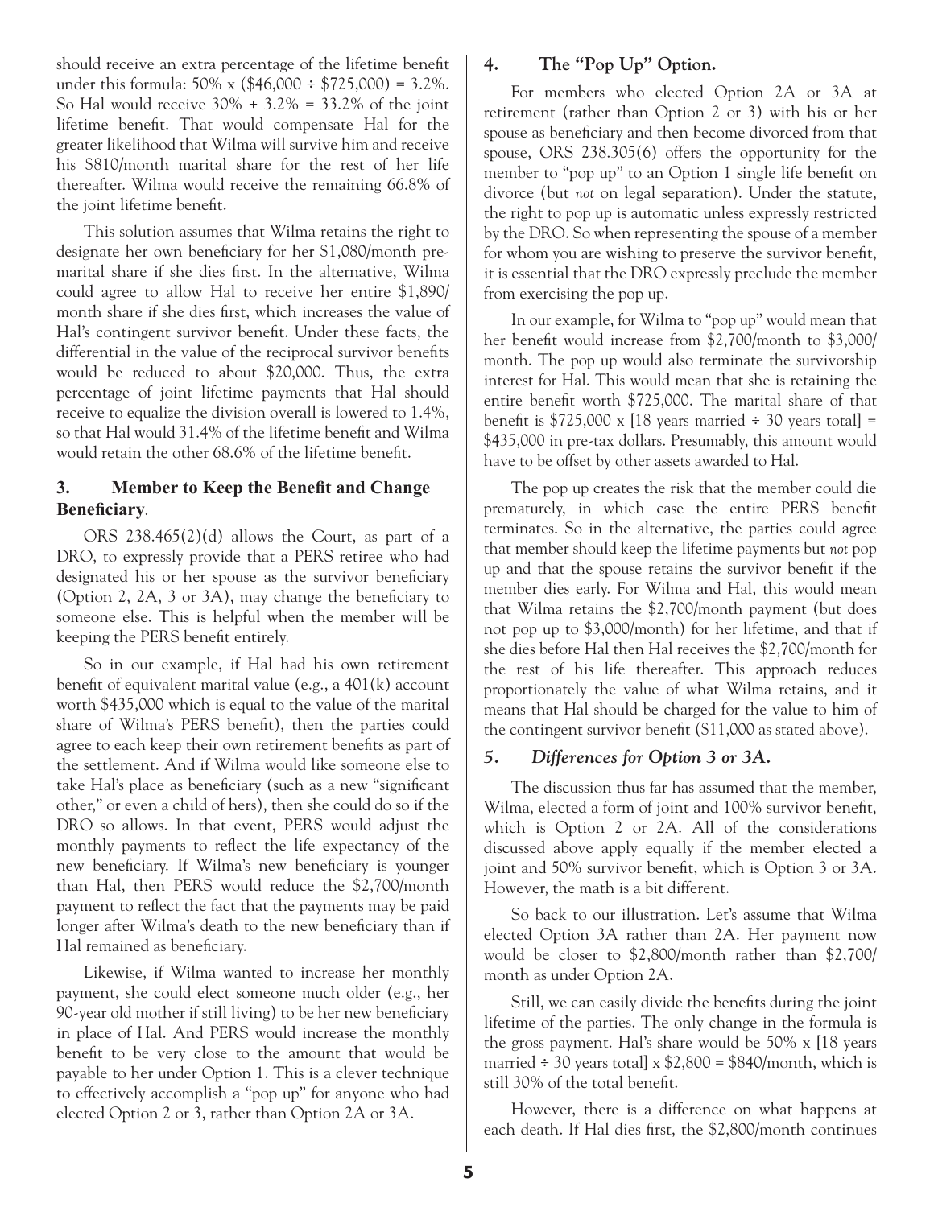should receive an extra percentage of the lifetime benefit under this formula: 50% x ($46,000 ÷ $725,000) = 3.2%. So Hal would receive 30% + 3.2% = 33.2% of the joint lifetime benefit. That would compensate Hal for the greater likelihood that Wilma will survive him and receive his $810/month marital share for the rest of her life thereafter. Wilma would receive the remaining 66.8% of the joint lifetime benefit.

This solution assumes that Wilma retains the right to designate her own beneficiary for her $1,080/month premarital share if she dies first. In the alternative, Wilma could agree to allow Hal to receive her entire $1,890/month share if she dies first, which increases the value of Hal's contingent survivor benefit. Under these facts, the differential in the value of the reciprocal survivor benefits would be reduced to about $20,000. Thus, the extra percentage of joint lifetime payments that Hal should receive to equalize the division overall is lowered to 1.4%, so that Hal would 31.4% of the lifetime benefit and Wilma would retain the other 68.6% of the lifetime benefit.

### 3. Member to Keep the Benefit and Change Beneficiary.

ORS 238.465(2)(d) allows the Court, as part of a DRO, to expressly provide that a PERS retiree who had designated his or her spouse as the survivor beneficiary (Option 2, 2A, 3 or 3A), may change the beneficiary to someone else. This is helpful when the member will be keeping the PERS benefit entirely.

So in our example, if Hal had his own retirement benefit of equivalent marital value (e.g., a 401(k) account worth $435,000 which is equal to the value of the marital share of Wilma's PERS benefit), then the parties could agree to each keep their own retirement benefits as part of the settlement. And if Wilma would like someone else to take Hal's place as beneficiary (such as a new "significant other," or even a child of hers), then she could do so if the DRO so allows. In that event, PERS would adjust the monthly payments to reflect the life expectancy of the new beneficiary. If Wilma's new beneficiary is younger than Hal, then PERS would reduce the $2,700/month payment to reflect the fact that the payments may be paid longer after Wilma's death to the new beneficiary than if Hal remained as beneficiary.

Likewise, if Wilma wanted to increase her monthly payment, she could elect someone much older (e.g., her 90-year old mother if still living) to be her new beneficiary in place of Hal. And PERS would increase the monthly benefit to be very close to the amount that would be payable to her under Option 1. This is a clever technique to effectively accomplish a "pop up" for anyone who had elected Option 2 or 3, rather than Option 2A or 3A.

### 4. The "Pop Up" Option.

For members who elected Option 2A or 3A at retirement (rather than Option 2 or 3) with his or her spouse as beneficiary and then become divorced from that spouse, ORS 238.305(6) offers the opportunity for the member to "pop up" to an Option 1 single life benefit on divorce (but *not* on legal separation). Under the statute, the right to pop up is automatic unless expressly restricted by the DRO. So when representing the spouse of a member for whom you are wishing to preserve the survivor benefit, it is essential that the DRO expressly preclude the member from exercising the pop up.

In our example, for Wilma to "pop up" would mean that her benefit would increase from $2,700/month to $3,000/month. The pop up would also terminate the survivorship interest for Hal. This would mean that she is retaining the entire benefit worth $725,000. The marital share of that benefit is $725,000 x [18 years married ÷ 30 years total] = $435,000 in pre-tax dollars. Presumably, this amount would have to be offset by other assets awarded to Hal.

The pop up creates the risk that the member could die prematurely, in which case the entire PERS benefit terminates. So in the alternative, the parties could agree that member should keep the lifetime payments but *not* pop up and that the spouse retains the survivor benefit if the member dies early. For Wilma and Hal, this would mean that Wilma retains the $2,700/month payment (but does not pop up to $3,000/month) for her lifetime, and that if she dies before Hal then Hal receives the $2,700/month for the rest of his life thereafter. This approach reduces proportionately the value of what Wilma retains, and it means that Hal should be charged for the value to him of the contingent survivor benefit ($11,000 as stated above).

### *5. Differences for Option 3 or 3A.*

The discussion thus far has assumed that the member, Wilma, elected a form of joint and 100% survivor benefit, which is Option 2 or 2A. All of the considerations discussed above apply equally if the member elected a joint and 50% survivor benefit, which is Option 3 or 3A. However, the math is a bit different.

So back to our illustration. Let's assume that Wilma elected Option 3A rather than 2A. Her payment now would be closer to $2,800/month rather than $2,700/month as under Option 2A.

Still, we can easily divide the benefits during the joint lifetime of the parties. The only change in the formula is the gross payment. Hal's share would be 50% x [18 years married ÷ 30 years total] x $2,800 = $840/month, which is still 30% of the total benefit.

However, there is a difference on what happens at each death. If Hal dies first, the $2,800/month continues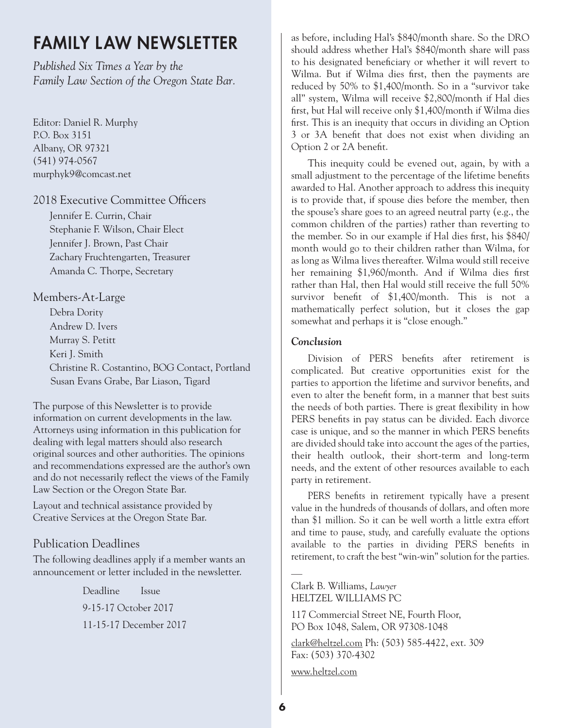# FAMILY LAW NEWSLETTER

*Published Six Times a Year by the Family Law Section of the Oregon State Bar.*

Editor: Daniel R. Murphy
P.O. Box 3151
Albany, OR 97321
(541) 974-0567
murphyk9@comcast.net

## 2018 Executive Committee Officers

Jennifer E. Currin, Chair
Stephanie F. Wilson, Chair Elect
Jennifer J. Brown, Past Chair
Zachary Fruchtengarten, Treasurer
Amanda C. Thorpe, Secretary

## Members-At-Large

Debra Dority
Andrew D. Ivers
Murray S. Petitt
Keri J. Smith
Christine R. Costantino, BOG Contact, Portland
Susan Evans Grabe, Bar Liason, Tigard

The purpose of this Newsletter is to provide information on current developments in the law. Attorneys using information in this publication for dealing with legal matters should also research original sources and other authorities. The opinions and recommendations expressed are the author's own and do not necessarily reflect the views of the Family Law Section or the Oregon State Bar.

Layout and technical assistance provided by Creative Services at the Oregon State Bar.

## Publication Deadlines

The following deadlines apply if a member wants an announcement or letter included in the newsletter.

| Deadline | Issue |
|---|---|
| 9-15-17 | October 2017 |
| 11-15-17 | December 2017 |

as before, including Hal's $840/month share. So the DRO should address whether Hal's $840/month share will pass to his designated beneficiary or whether it will revert to Wilma. But if Wilma dies first, then the payments are reduced by 50% to $1,400/month. So in a "survivor take all" system, Wilma will receive $2,800/month if Hal dies first, but Hal will receive only $1,400/month if Wilma dies first. This is an inequity that occurs in dividing an Option 3 or 3A benefit that does not exist when dividing an Option 2 or 2A benefit.

This inequity could be evened out, again, by with a small adjustment to the percentage of the lifetime benefits awarded to Hal. Another approach to address this inequity is to provide that, if spouse dies before the member, then the spouse's share goes to an agreed neutral party (e.g., the common children of the parties) rather than reverting to the member. So in our example if Hal dies first, his $840/month would go to their children rather than Wilma, for as long as Wilma lives thereafter. Wilma would still receive her remaining $1,960/month. And if Wilma dies first rather than Hal, then Hal would still receive the full 50% survivor benefit of $1,400/month. This is not a mathematically perfect solution, but it closes the gap somewhat and perhaps it is "close enough."

### *Conclusion*

Division of PERS benefits after retirement is complicated. But creative opportunities exist for the parties to apportion the lifetime and survivor benefits, and even to alter the benefit form, in a manner that best suits the needs of both parties. There is great flexibility in how PERS benefits in pay status can be divided. Each divorce case is unique, and so the manner in which PERS benefits are divided should take into account the ages of the parties, their health outlook, their short-term and long-term needs, and the extent of other resources available to each party in retirement.

PERS benefits in retirement typically have a present value in the hundreds of thousands of dollars, and often more than $1 million. So it can be well worth a little extra effort and time to pause, study, and carefully evaluate the options available to the parties in dividing PERS benefits in retirement, to craft the best "win-win" solution for the parties.

—

Clark B. Williams, *Lawyer*
HELTZEL WILLIAMS PC

117 Commercial Street NE, Fourth Floor,
PO Box 1048, Salem, OR 97308-1048

clark@heltzel.com Ph: (503) 585-4422, ext. 309
Fax: (503) 370-4302

www.heltzel.com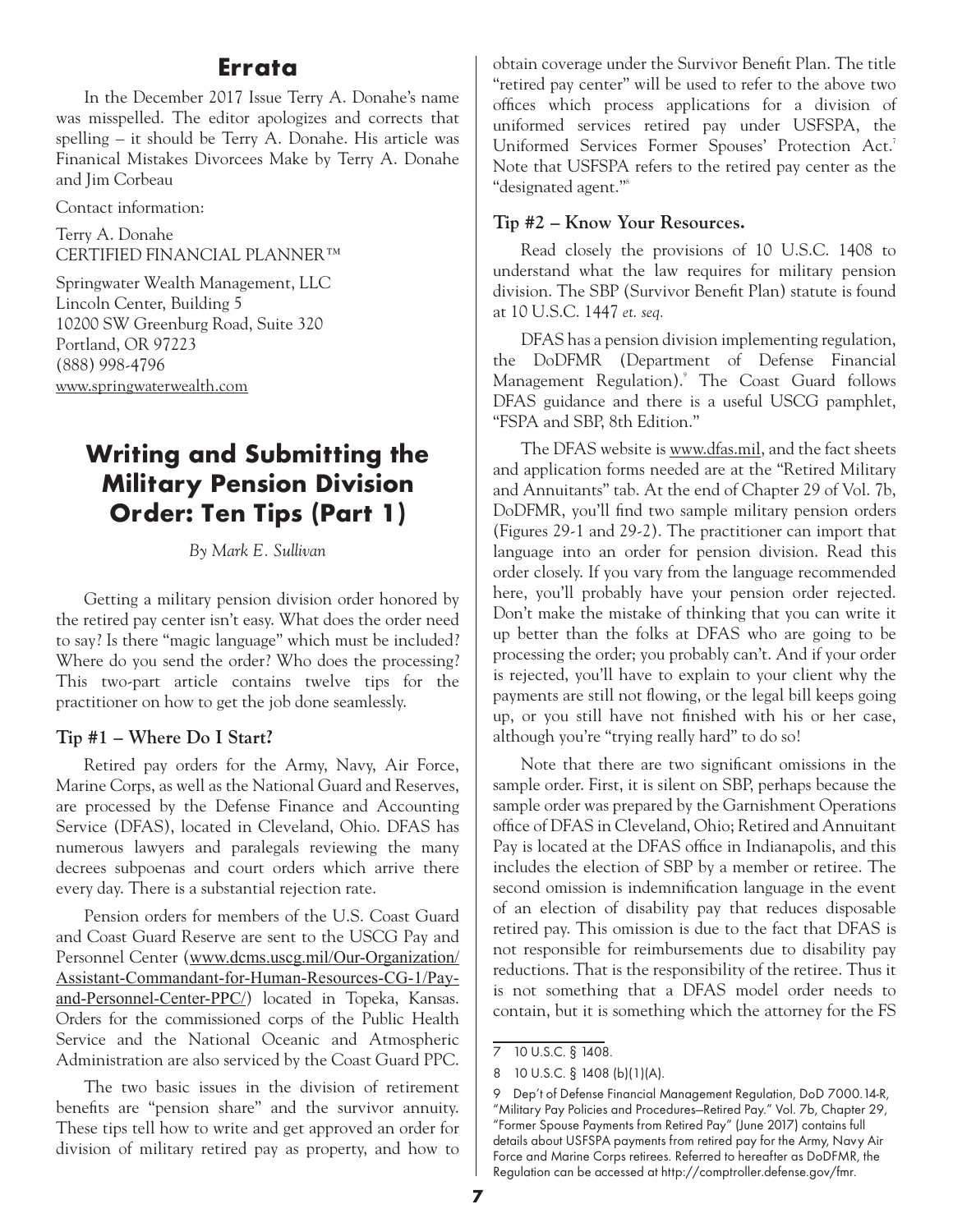## Errata

In the December 2017 Issue Terry A. Donahe's name was misspelled. The editor apologizes and corrects that spelling – it should be Terry A. Donahe. His article was Finanical Mistakes Divorcees Make by Terry A. Donahe and Jim Corbeau

Contact information:

Terry A. Donahe
CERTIFIED FINANCIAL PLANNER™

Springwater Wealth Management, LLC
Lincoln Center, Building 5
10200 SW Greenburg Road, Suite 320
Portland, OR 97223
(888) 998-4796
www.springwaterwealth.com

# Writing and Submitting the Military Pension Division Order: Ten Tips (Part 1)

*By Mark E. Sullivan*

Getting a military pension division order honored by the retired pay center isn't easy. What does the order need to say? Is there "magic language" which must be included? Where do you send the order? Who does the processing? This two-part article contains twelve tips for the practitioner on how to get the job done seamlessly.

### Tip #1 – Where Do I Start?

Retired pay orders for the Army, Navy, Air Force, Marine Corps, as well as the National Guard and Reserves, are processed by the Defense Finance and Accounting Service (DFAS), located in Cleveland, Ohio. DFAS has numerous lawyers and paralegals reviewing the many decrees subpoenas and court orders which arrive there every day. There is a substantial rejection rate.

Pension orders for members of the U.S. Coast Guard and Coast Guard Reserve are sent to the USCG Pay and Personnel Center (www.dcms.uscg.mil/Our-Organization/Assistant-Commandant-for-Human-Resources-CG-1/Pay-and-Personnel-Center-PPC/) located in Topeka, Kansas. Orders for the commissioned corps of the Public Health Service and the National Oceanic and Atmospheric Administration are also serviced by the Coast Guard PPC.

The two basic issues in the division of retirement benefits are "pension share" and the survivor annuity. These tips tell how to write and get approved an order for division of military retired pay as property, and how to obtain coverage under the Survivor Benefit Plan. The title "retired pay center" will be used to refer to the above two offices which process applications for a division of uniformed services retired pay under USFSPA, the Uniformed Services Former Spouses' Protection Act.[7] Note that USFSPA refers to the retired pay center as the "designated agent."[8]

### Tip #2 – Know Your Resources.

Read closely the provisions of 10 U.S.C. 1408 to understand what the law requires for military pension division. The SBP (Survivor Benefit Plan) statute is found at 10 U.S.C. 1447 *et. seq.*

DFAS has a pension division implementing regulation, the DoDFMR (Department of Defense Financial Management Regulation).[9] The Coast Guard follows DFAS guidance and there is a useful USCG pamphlet, "FSPA and SBP, 8th Edition."

The DFAS website is www.dfas.mil, and the fact sheets and application forms needed are at the "Retired Military and Annuitants" tab. At the end of Chapter 29 of Vol. 7b, DoDFMR, you'll find two sample military pension orders (Figures 29-1 and 29-2). The practitioner can import that language into an order for pension division. Read this order closely. If you vary from the language recommended here, you'll probably have your pension order rejected. Don't make the mistake of thinking that you can write it up better than the folks at DFAS who are going to be processing the order; you probably can't. And if your order is rejected, you'll have to explain to your client why the payments are still not flowing, or the legal bill keeps going up, or you still have not finished with his or her case, although you're "trying really hard" to do so!

Note that there are two significant omissions in the sample order. First, it is silent on SBP, perhaps because the sample order was prepared by the Garnishment Operations office of DFAS in Cleveland, Ohio; Retired and Annuitant Pay is located at the DFAS office in Indianapolis, and this includes the election of SBP by a member or retiree. The second omission is indemnification language in the event of an election of disability pay that reduces disposable retired pay. This omission is due to the fact that DFAS is not responsible for reimbursements due to disability pay reductions. That is the responsibility of the retiree. Thus it is not something that a DFAS model order needs to contain, but it is something which the attorney for the FS

---

7 10 U.S.C. § 1408.

8 10 U.S.C. § 1408 (b)(1)(A).

9 Dep't of Defense Financial Management Regulation, DoD 7000.14-R, "Military Pay Policies and Procedures–Retired Pay." Vol. 7b, Chapter 29, "Former Spouse Payments from Retired Pay" (June 2017) contains full details about USFSPA payments from retired pay for the Army, Navy Air Force and Marine Corps retirees. Referred to hereafter as DoDFMR, the Regulation can be accessed at http://comptroller.defense.gov/fmr.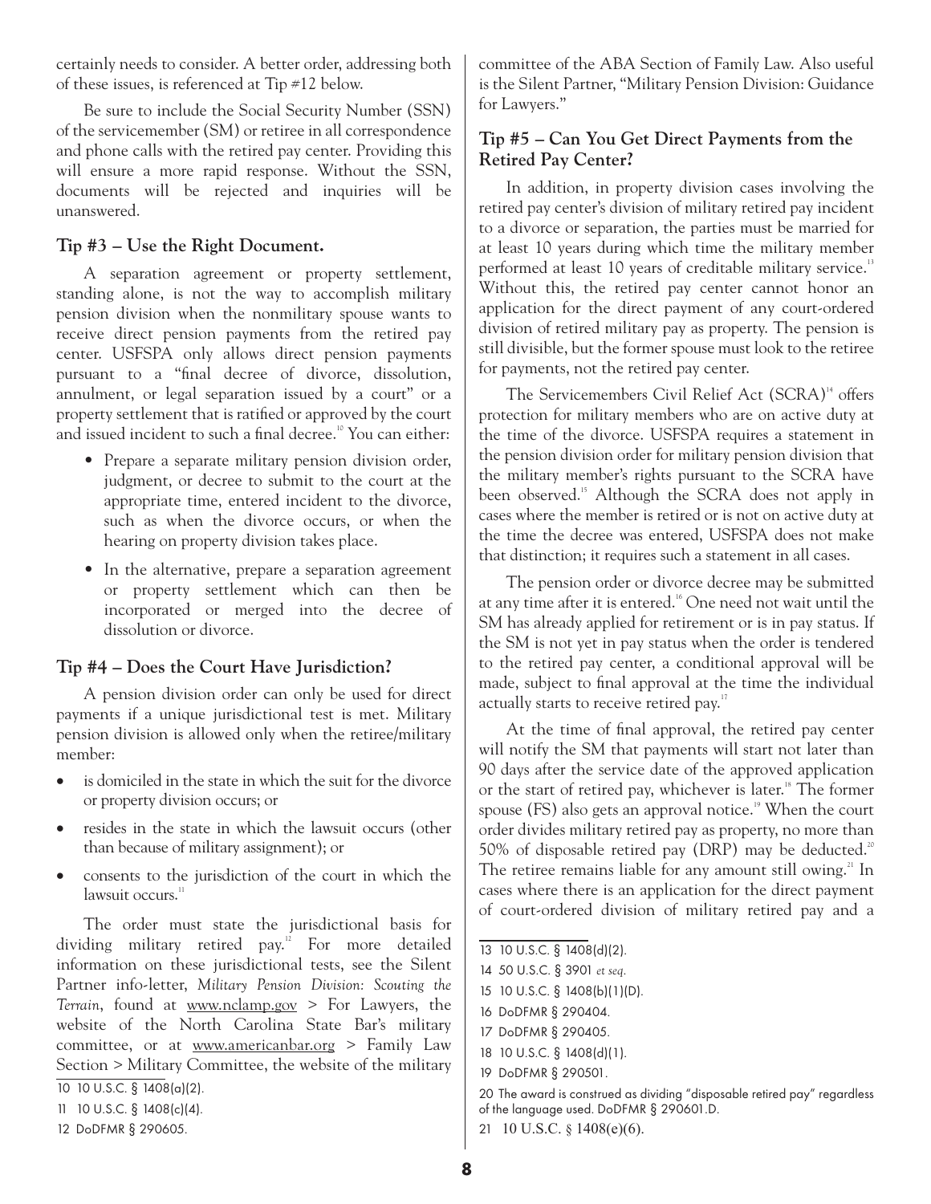certainly needs to consider. A better order, addressing both of these issues, is referenced at Tip #12 below.

Be sure to include the Social Security Number (SSN) of the servicemember (SM) or retiree in all correspondence and phone calls with the retired pay center. Providing this will ensure a more rapid response. Without the SSN, documents will be rejected and inquiries will be unanswered.

### Tip #3 – Use the Right Document.

A separation agreement or property settlement, standing alone, is not the way to accomplish military pension division when the nonmilitary spouse wants to receive direct pension payments from the retired pay center. USFSPA only allows direct pension payments pursuant to a "final decree of divorce, dissolution, annulment, or legal separation issued by a court" or a property settlement that is ratified or approved by the court and issued incident to such a final decree.[10] You can either:

- Prepare a separate military pension division order, judgment, or decree to submit to the court at the appropriate time, entered incident to the divorce, such as when the divorce occurs, or when the hearing on property division takes place.
- In the alternative, prepare a separation agreement or property settlement which can then be incorporated or merged into the decree of dissolution or divorce.

### Tip #4 – Does the Court Have Jurisdiction?

A pension division order can only be used for direct payments if a unique jurisdictional test is met. Military pension division is allowed only when the retiree/military member:

- is domiciled in the state in which the suit for the divorce or property division occurs; or
- resides in the state in which the lawsuit occurs (other than because of military assignment); or
- consents to the jurisdiction of the court in which the lawsuit occurs.[11]

The order must state the jurisdictional basis for dividing military retired pay.[12] For more detailed information on these jurisdictional tests, see the Silent Partner info-letter, *Military Pension Division: Scouting the Terrain*, found at www.nclamp.gov > For Lawyers, the website of the North Carolina State Bar's military committee, or at www.americanbar.org > Family Law Section > Military Committee, the website of the military committee of the ABA Section of Family Law. Also useful is the Silent Partner, "Military Pension Division: Guidance for Lawyers."

### Tip #5 – Can You Get Direct Payments from the Retired Pay Center?

In addition, in property division cases involving the retired pay center's division of military retired pay incident to a divorce or separation, the parties must be married for at least 10 years during which time the military member performed at least 10 years of creditable military service.[13] Without this, the retired pay center cannot honor an application for the direct payment of any court-ordered division of retired military pay as property. The pension is still divisible, but the former spouse must look to the retiree for payments, not the retired pay center.

The Servicemembers Civil Relief Act (SCRA)[14] offers protection for military members who are on active duty at the time of the divorce. USFSPA requires a statement in the pension division order for military pension division that the military member's rights pursuant to the SCRA have been observed.[15] Although the SCRA does not apply in cases where the member is retired or is not on active duty at the time the decree was entered, USFSPA does not make that distinction; it requires such a statement in all cases.

The pension order or divorce decree may be submitted at any time after it is entered.[16] One need not wait until the SM has already applied for retirement or is in pay status. If the SM is not yet in pay status when the order is tendered to the retired pay center, a conditional approval will be made, subject to final approval at the time the individual actually starts to receive retired pay.[17]

At the time of final approval, the retired pay center will notify the SM that payments will start not later than 90 days after the service date of the approved application or the start of retired pay, whichever is later.[18] The former spouse (FS) also gets an approval notice.[19] When the court order divides military retired pay as property, no more than 50% of disposable retired pay (DRP) may be deducted.[20] The retiree remains liable for any amount still owing.[21] In cases where there is an application for the direct payment of court-ordered division of military retired pay and a

---

10 10 U.S.C. § 1408(a)(2).

11 10 U.S.C. § 1408(c)(4).

12 DoDFMR § 290605.

13 10 U.S.C. § 1408(d)(2).

14 50 U.S.C. § 3901 *et seq.*

15 10 U.S.C. § 1408(b)(1)(D).

16 DoDFMR § 290404.

17 DoDFMR § 290405.

18 10 U.S.C. § 1408(d)(1).

19 DoDFMR § 290501.

20 The award is construed as dividing "disposable retired pay" regardless of the language used. DoDFMR § 290601.D.

21 10 U.S.C. § 1408(e)(6).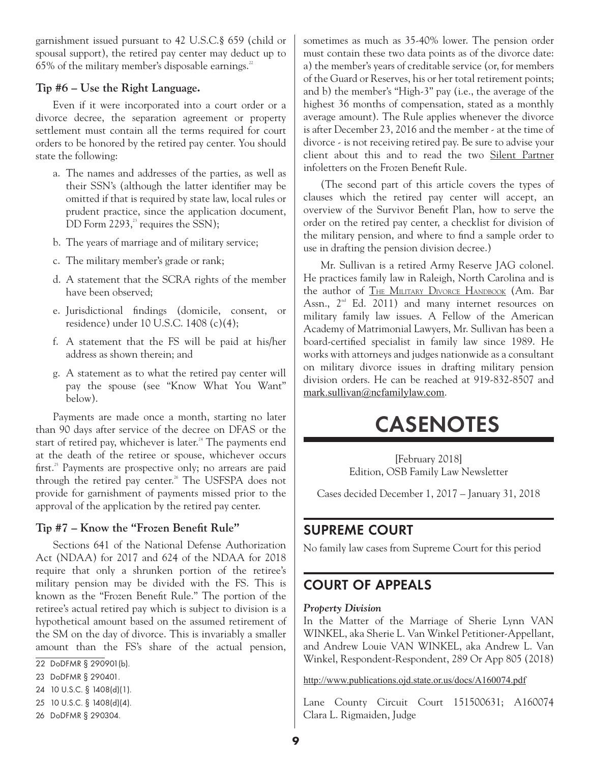garnishment issued pursuant to 42 U.S.C.§ 659 (child or spousal support), the retired pay center may deduct up to 65% of the military member's disposable earnings.[22]

### Tip #6 – Use the Right Language.

Even if it were incorporated into a court order or a divorce decree, the separation agreement or property settlement must contain all the terms required for court orders to be honored by the retired pay center. You should state the following:

a. The names and addresses of the parties, as well as their SSN's (although the latter identifier may be omitted if that is required by state law, local rules or prudent practice, since the application document, DD Form 2293,[23] requires the SSN);
b. The years of marriage and of military service;
c. The military member's grade or rank;
d. A statement that the SCRA rights of the member have been observed;
e. Jurisdictional findings (domicile, consent, or residence) under 10 U.S.C. 1408 (c)(4);
f. A statement that the FS will be paid at his/her address as shown therein; and
g. A statement as to what the retired pay center will pay the spouse (see "Know What You Want" below).

Payments are made once a month, starting no later than 90 days after service of the decree on DFAS or the start of retired pay, whichever is later.[24] The payments end at the death of the retiree or spouse, whichever occurs first.[25] Payments are prospective only; no arrears are paid through the retired pay center.[26] The USFSPA does not provide for garnishment of payments missed prior to the approval of the application by the retired pay center.

### Tip #7 – Know the "Frozen Benefit Rule"

Sections 641 of the National Defense Authorization Act (NDAA) for 2017 and 624 of the NDAA for 2018 require that only a shrunken portion of the retiree's military pension may be divided with the FS. This is known as the "Frozen Benefit Rule." The portion of the retiree's actual retired pay which is subject to division is a hypothetical amount based on the assumed retirement of the SM on the day of divorce. This is invariably a smaller amount than the FS's share of the actual pension, sometimes as much as 35-40% lower. The pension order must contain these two data points as of the divorce date: a) the member's years of creditable service (or, for members of the Guard or Reserves, his or her total retirement points; and b) the member's "High-3" pay (i.e., the average of the highest 36 months of compensation, stated as a monthly average amount). The Rule applies whenever the divorce is after December 23, 2016 and the member - at the time of divorce - is not receiving retired pay. Be sure to advise your client about this and to read the two Silent Partner infoletters on the Frozen Benefit Rule.

(The second part of this article covers the types of clauses which the retired pay center will accept, an overview of the Survivor Benefit Plan, how to serve the order on the retired pay center, a checklist for division of the military pension, and where to find a sample order to use in drafting the pension division decree.)

Mr. Sullivan is a retired Army Reserve JAG colonel. He practices family law in Raleigh, North Carolina and is the author of The Military Divorce Handbook (Am. Bar Assn., 2nd Ed. 2011) and many internet resources on military family law issues. A Fellow of the American Academy of Matrimonial Lawyers, Mr. Sullivan has been a board-certified specialist in family law since 1989. He works with attorneys and judges nationwide as a consultant on military divorce issues in drafting military pension division orders. He can be reached at 919-832-8507 and mark.sullivan@ncfamilylaw.com.

22 DoDFMR § 290901(b).
23 DoDFMR § 290401.
24 10 U.S.C. § 1408(d)(1).
25 10 U.S.C. § 1408(d)(4).
26 DoDFMR § 290304.

# CASENOTES

[February 2018]
Edition, OSB Family Law Newsletter

Cases decided December 1, 2017 – January 31, 2018

## SUPREME COURT

No family law cases from Supreme Court for this period

## COURT OF APPEALS

***Property Division***

In the Matter of the Marriage of Sherie Lynn VAN WINKEL, aka Sherie L. Van Winkel Petitioner-Appellant, and Andrew Louie VAN WINKEL, aka Andrew L. Van Winkel, Respondent-Respondent, 289 Or App 805 (2018)

http://www.publications.ojd.state.or.us/docs/A160074.pdf

Lane County Circuit Court 151500631; A160074
Clara L. Rigmaiden, Judge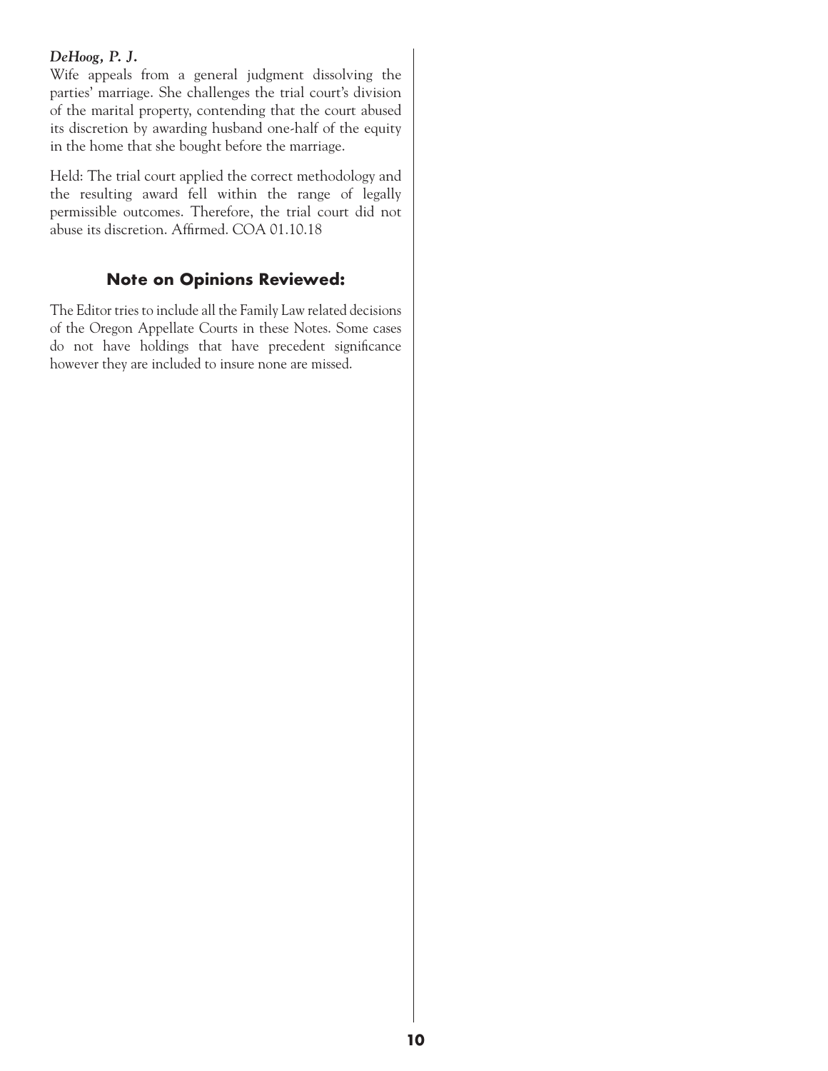*DeHoog, P. J.*
Wife appeals from a general judgment dissolving the parties' marriage. She challenges the trial court's division of the marital property, contending that the court abused its discretion by awarding husband one-half of the equity in the home that she bought before the marriage.

Held: The trial court applied the correct methodology and the resulting award fell within the range of legally permissible outcomes. Therefore, the trial court did not abuse its discretion. Affirmed. COA 01.10.18

## Note on Opinions Reviewed:

The Editor tries to include all the Family Law related decisions of the Oregon Appellate Courts in these Notes. Some cases do not have holdings that have precedent significance however they are included to insure none are missed.